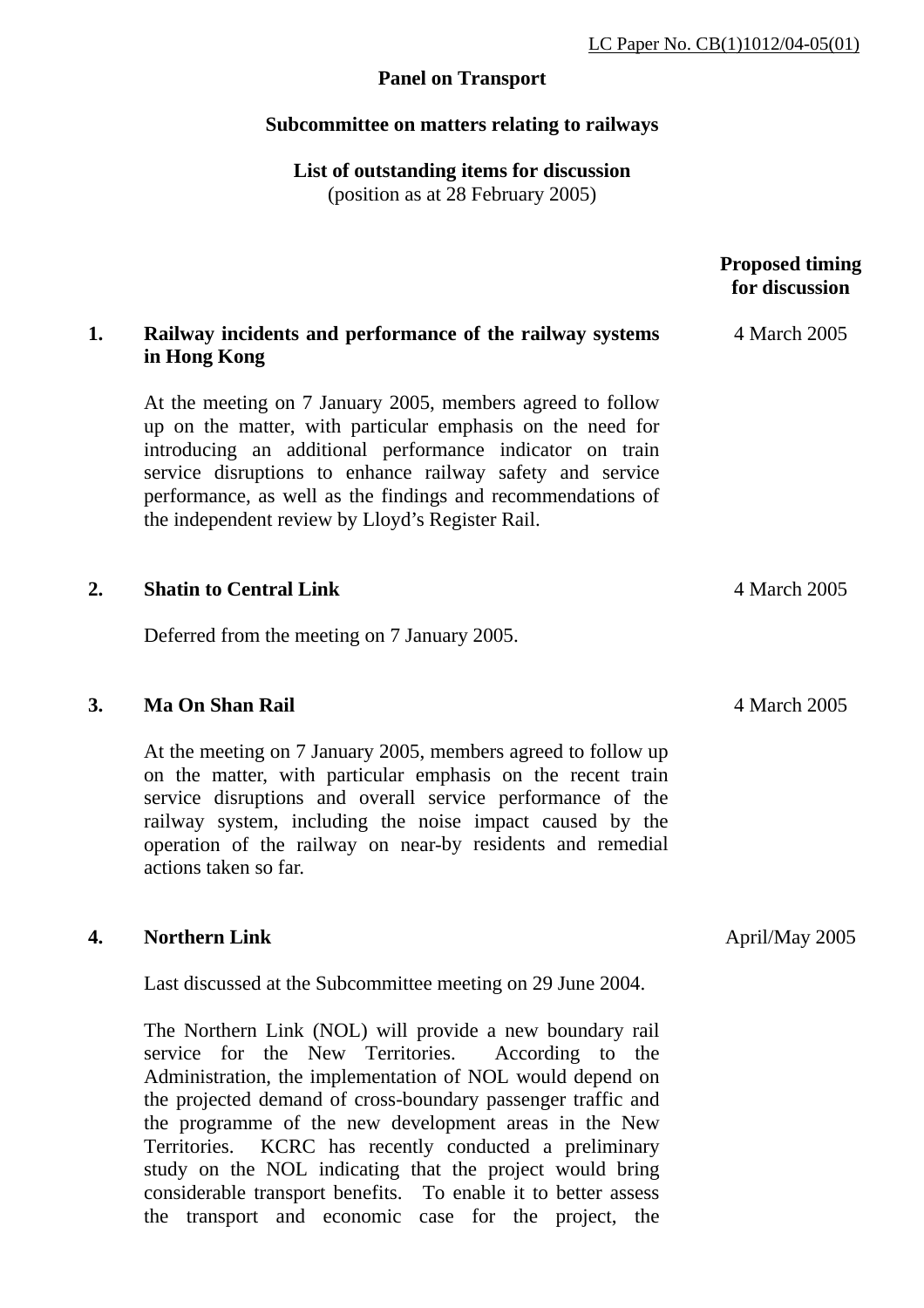LC Paper No. CB(1)1012/04-05(01)

**Panel on Transport**

**Subcommittee on matters relating to railways**

**List of outstanding items for discussion**
(position as at 28 February 2005)

| | | **Proposed timing for discussion** |
|---|---|---|
| **1.** | **Railway incidents and performance of the railway systems in Hong Kong**<br><br>At the meeting on 7 January 2005, members agreed to follow up on the matter, with particular emphasis on the need for introducing an additional performance indicator on train service disruptions to enhance railway safety and service performance, as well as the findings and recommendations of the independent review by Lloyd's Register Rail. | 4 March 2005 |
| **2.** | **Shatin to Central Link**<br><br>Deferred from the meeting on 7 January 2005. | 4 March 2005 |
| **3.** | **Ma On Shan Rail**<br><br>At the meeting on 7 January 2005, members agreed to follow up on the matter, with particular emphasis on the recent train service disruptions and overall service performance of the railway system, including the noise impact caused by the operation of the railway on near-by residents and remedial actions taken so far. | 4 March 2005 |
| **4.** | **Northern Link**<br><br>Last discussed at the Subcommittee meeting on 29 June 2004.<br><br>The Northern Link (NOL) will provide a new boundary rail service for the New Territories. According to the Administration, the implementation of NOL would depend on the projected demand of cross-boundary passenger traffic and the programme of the new development areas in the New Territories. KCRC has recently conducted a preliminary study on the NOL indicating that the project would bring considerable transport benefits. To enable it to better assess the transport and economic case for the project, the | April/May 2005 |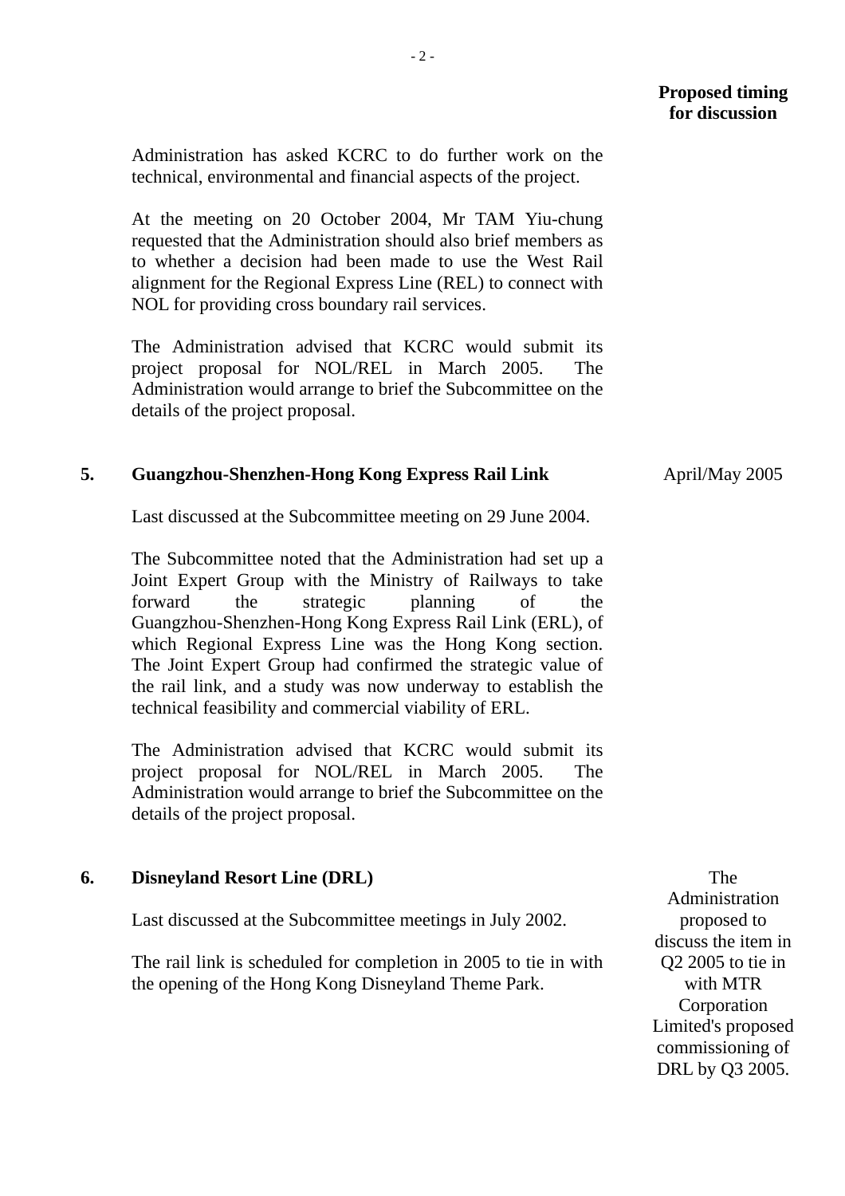**Proposed timing for discussion**

Administration has asked KCRC to do further work on the technical, environmental and financial aspects of the project.

At the meeting on 20 October 2004, Mr TAM Yiu-chung requested that the Administration should also brief members as to whether a decision had been made to use the West Rail alignment for the Regional Express Line (REL) to connect with NOL for providing cross boundary rail services.

The Administration advised that KCRC would submit its project proposal for NOL/REL in March 2005. The Administration would arrange to brief the Subcommittee on the details of the project proposal.

**5. Guangzhou-Shenzhen-Hong Kong Express Rail Link** — April/May 2005

Last discussed at the Subcommittee meeting on 29 June 2004.

The Subcommittee noted that the Administration had set up a Joint Expert Group with the Ministry of Railways to take forward the strategic planning of the Guangzhou-Shenzhen-Hong Kong Express Rail Link (ERL), of which Regional Express Line was the Hong Kong section. The Joint Expert Group had confirmed the strategic value of the rail link, and a study was now underway to establish the technical feasibility and commercial viability of ERL.

The Administration advised that KCRC would submit its project proposal for NOL/REL in March 2005. The Administration would arrange to brief the Subcommittee on the details of the project proposal.

**6. Disneyland Resort Line (DRL)** — The Administration proposed to discuss the item in Q2 2005 to tie in with MTR Corporation Limited's proposed commissioning of DRL by Q3 2005.

Last discussed at the Subcommittee meetings in July 2002.

The rail link is scheduled for completion in 2005 to tie in with the opening of the Hong Kong Disneyland Theme Park.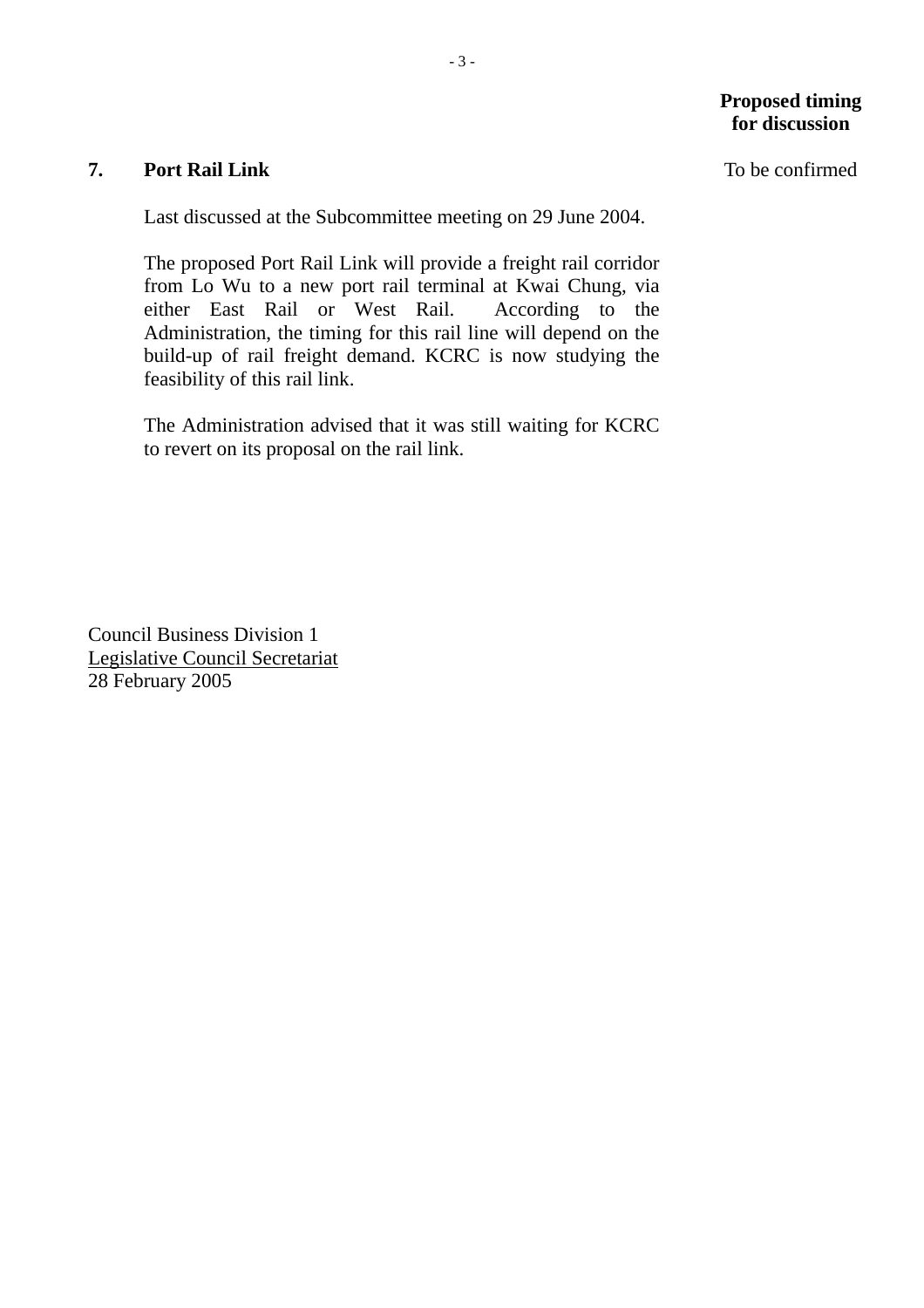**Proposed timing for discussion**

**7. Port Rail Link** To be confirmed

Last discussed at the Subcommittee meeting on 29 June 2004.

The proposed Port Rail Link will provide a freight rail corridor from Lo Wu to a new port rail terminal at Kwai Chung, via either East Rail or West Rail. According to the Administration, the timing for this rail line will depend on the build-up of rail freight demand. KCRC is now studying the feasibility of this rail link.

The Administration advised that it was still waiting for KCRC to revert on its proposal on the rail link.

Council Business Division 1
Legislative Council Secretariat
28 February 2005